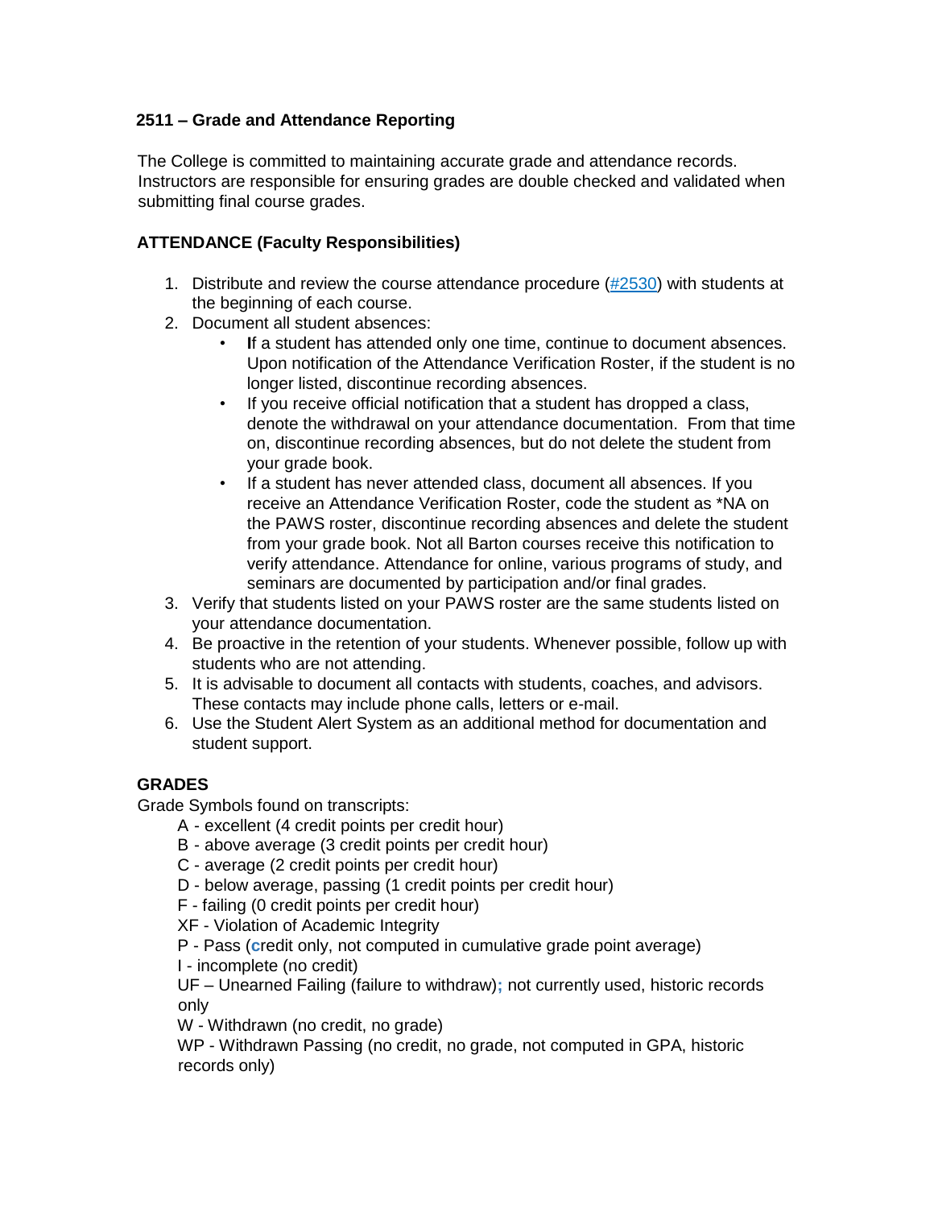## 2511 – Grade and Attendance Reporting

The College is committed to maintaining accurate grade and attendance records. Instructors are responsible for ensuring grades are double checked and validated when submitting final course grades.

### ATTENDANCE (Faculty Responsibilities)

1. Distribute and review the course attendance procedure ([#2530]()) with students at the beginning of each course.
2. Document all student absences:
   - If a student has attended only one time, continue to document absences. Upon notification of the Attendance Verification Roster, if the student is no longer listed, discontinue recording absences.
   - If you receive official notification that a student has dropped a class, denote the withdrawal on your attendance documentation. From that time on, discontinue recording absences, but do not delete the student from your grade book.
   - If a student has never attended class, document all absences. If you receive an Attendance Verification Roster, code the student as *NA on the PAWS roster, discontinue recording absences and delete the student from your grade book. Not all Barton courses receive this notification to verify attendance. Attendance for online, various programs of study, and seminars are documented by participation and/or final grades.
3. Verify that students listed on your PAWS roster are the same students listed on your attendance documentation.
4. Be proactive in the retention of your students. Whenever possible, follow up with students who are not attending.
5. It is advisable to document all contacts with students, coaches, and advisors. These contacts may include phone calls, letters or e-mail.
6. Use the Student Alert System as an additional method for documentation and student support.

### GRADES

Grade Symbols found on transcripts:

- A - excellent (4 credit points per credit hour)
- B - above average (3 credit points per credit hour)
- C - average (2 credit points per credit hour)
- D - below average, passing (1 credit points per credit hour)
- F - failing (0 credit points per credit hour)
- XF - Violation of Academic Integrity
- P - Pass (credit only, not computed in cumulative grade point average)
- I - incomplete (no credit)
- UF – Unearned Failing (failure to withdraw); not currently used, historic records only
- W - Withdrawn (no credit, no grade)
- WP - Withdrawn Passing (no credit, no grade, not computed in GPA, historic records only)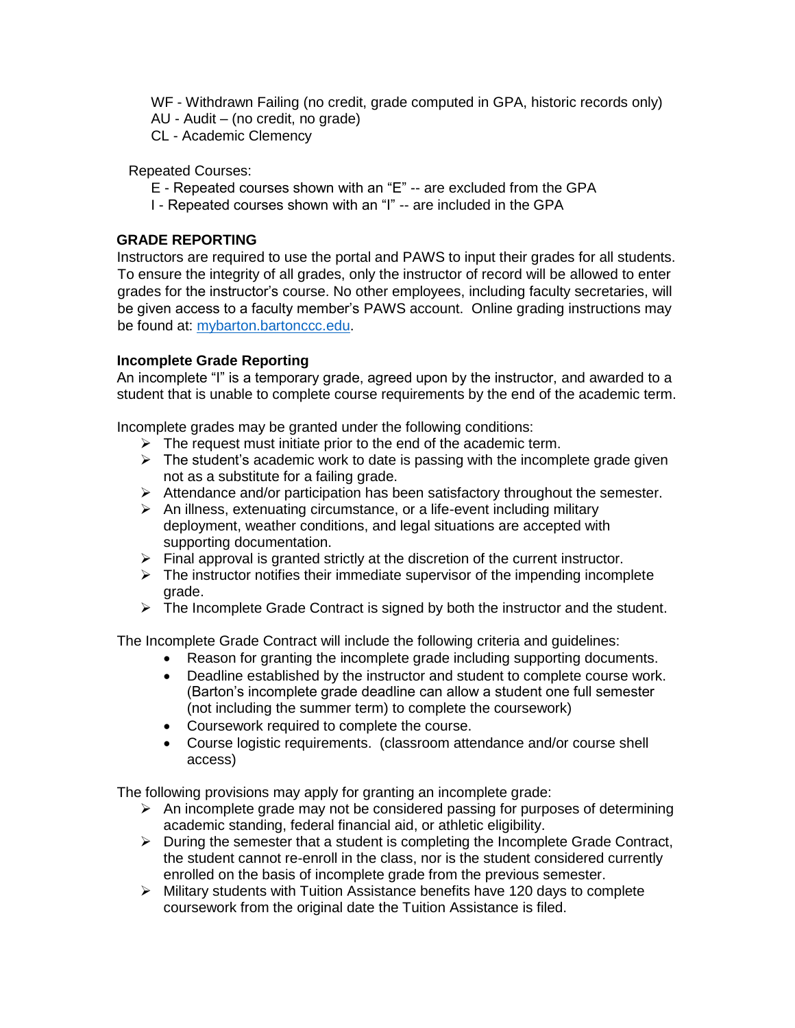WF - Withdrawn Failing (no credit, grade computed in GPA, historic records only)
AU - Audit – (no credit, no grade)
CL - Academic Clemency

Repeated Courses:
E - Repeated courses shown with an "E" -- are excluded from the GPA
I - Repeated courses shown with an "I" -- are included in the GPA

## GRADE REPORTING

Instructors are required to use the portal and PAWS to input their grades for all students. To ensure the integrity of all grades, only the instructor of record will be allowed to enter grades for the instructor's course. No other employees, including faculty secretaries, will be given access to a faculty member's PAWS account. Online grading instructions may be found at: [mybarton.bartonccc.edu](mybarton.bartonccc.edu).

### Incomplete Grade Reporting

An incomplete "I" is a temporary grade, agreed upon by the instructor, and awarded to a student that is unable to complete course requirements by the end of the academic term.

Incomplete grades may be granted under the following conditions:

- The request must initiate prior to the end of the academic term.
- The student's academic work to date is passing with the incomplete grade given not as a substitute for a failing grade.
- Attendance and/or participation has been satisfactory throughout the semester.
- An illness, extenuating circumstance, or a life-event including military deployment, weather conditions, and legal situations are accepted with supporting documentation.
- Final approval is granted strictly at the discretion of the current instructor.
- The instructor notifies their immediate supervisor of the impending incomplete grade.
- The Incomplete Grade Contract is signed by both the instructor and the student.

The Incomplete Grade Contract will include the following criteria and guidelines:

- Reason for granting the incomplete grade including supporting documents.
- Deadline established by the instructor and student to complete course work. (Barton's incomplete grade deadline can allow a student one full semester (not including the summer term) to complete the coursework)
- Coursework required to complete the course.
- Course logistic requirements. (classroom attendance and/or course shell access)

The following provisions may apply for granting an incomplete grade:

- An incomplete grade may not be considered passing for purposes of determining academic standing, federal financial aid, or athletic eligibility.
- During the semester that a student is completing the Incomplete Grade Contract, the student cannot re-enroll in the class, nor is the student considered currently enrolled on the basis of incomplete grade from the previous semester.
- Military students with Tuition Assistance benefits have 120 days to complete coursework from the original date the Tuition Assistance is filed.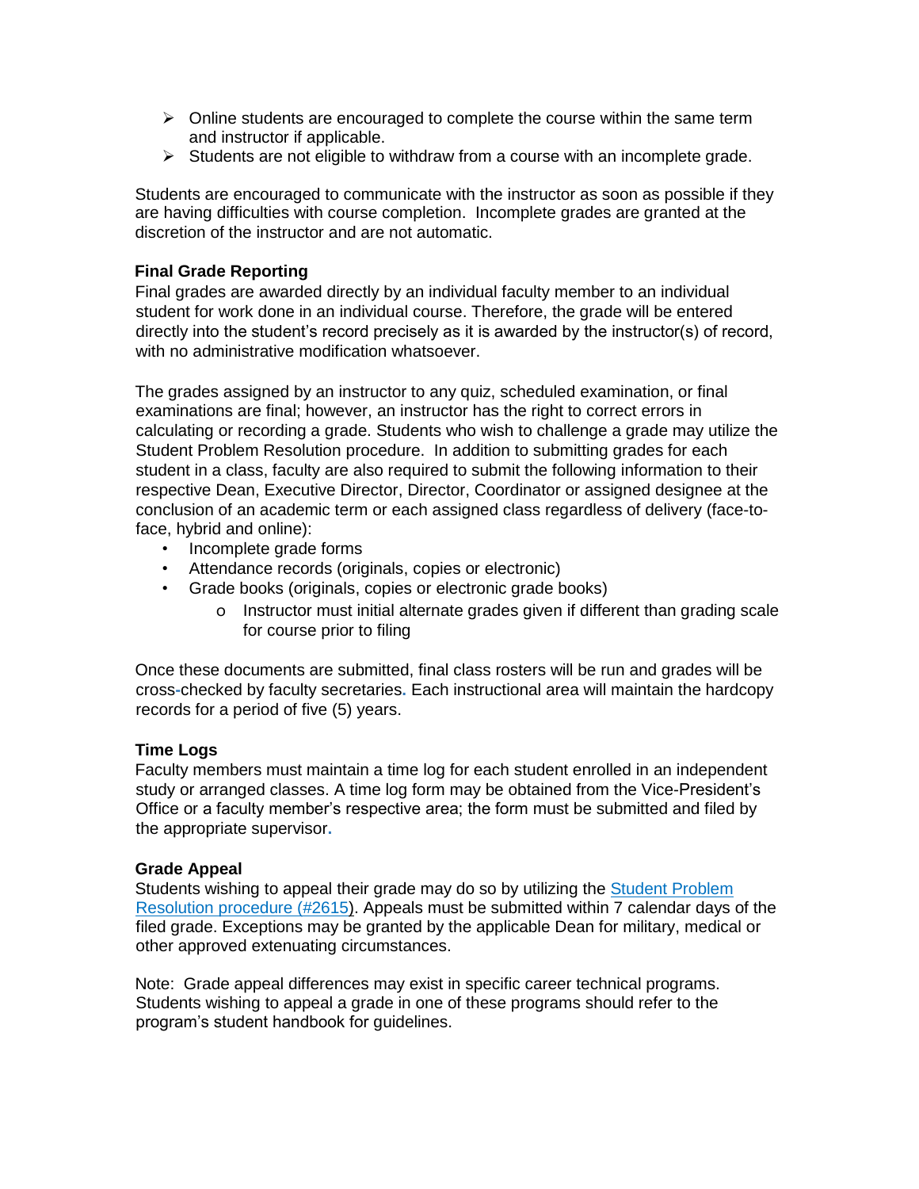- Online students are encouraged to complete the course within the same term and instructor if applicable.
- Students are not eligible to withdraw from a course with an incomplete grade.

Students are encouraged to communicate with the instructor as soon as possible if they are having difficulties with course completion. Incomplete grades are granted at the discretion of the instructor and are not automatic.

### Final Grade Reporting

Final grades are awarded directly by an individual faculty member to an individual student for work done in an individual course. Therefore, the grade will be entered directly into the student's record precisely as it is awarded by the instructor(s) of record, with no administrative modification whatsoever.

The grades assigned by an instructor to any quiz, scheduled examination, or final examinations are final; however, an instructor has the right to correct errors in calculating or recording a grade. Students who wish to challenge a grade may utilize the Student Problem Resolution procedure. In addition to submitting grades for each student in a class, faculty are also required to submit the following information to their respective Dean, Executive Director, Director, Coordinator or assigned designee at the conclusion of an academic term or each assigned class regardless of delivery (face-to-face, hybrid and online):

- Incomplete grade forms
- Attendance records (originals, copies or electronic)
- Grade books (originals, copies or electronic grade books)
  - Instructor must initial alternate grades given if different than grading scale for course prior to filing

Once these documents are submitted, final class rosters will be run and grades will be cross-checked by faculty secretaries. Each instructional area will maintain the hardcopy records for a period of five (5) years.

### Time Logs

Faculty members must maintain a time log for each student enrolled in an independent study or arranged classes. A time log form may be obtained from the Vice-President's Office or a faculty member's respective area; the form must be submitted and filed by the appropriate supervisor.

### Grade Appeal

Students wishing to appeal their grade may do so by utilizing the [Student Problem Resolution procedure (#2615)](). Appeals must be submitted within 7 calendar days of the filed grade. Exceptions may be granted by the applicable Dean for military, medical or other approved extenuating circumstances.

Note: Grade appeal differences may exist in specific career technical programs. Students wishing to appeal a grade in one of these programs should refer to the program's student handbook for guidelines.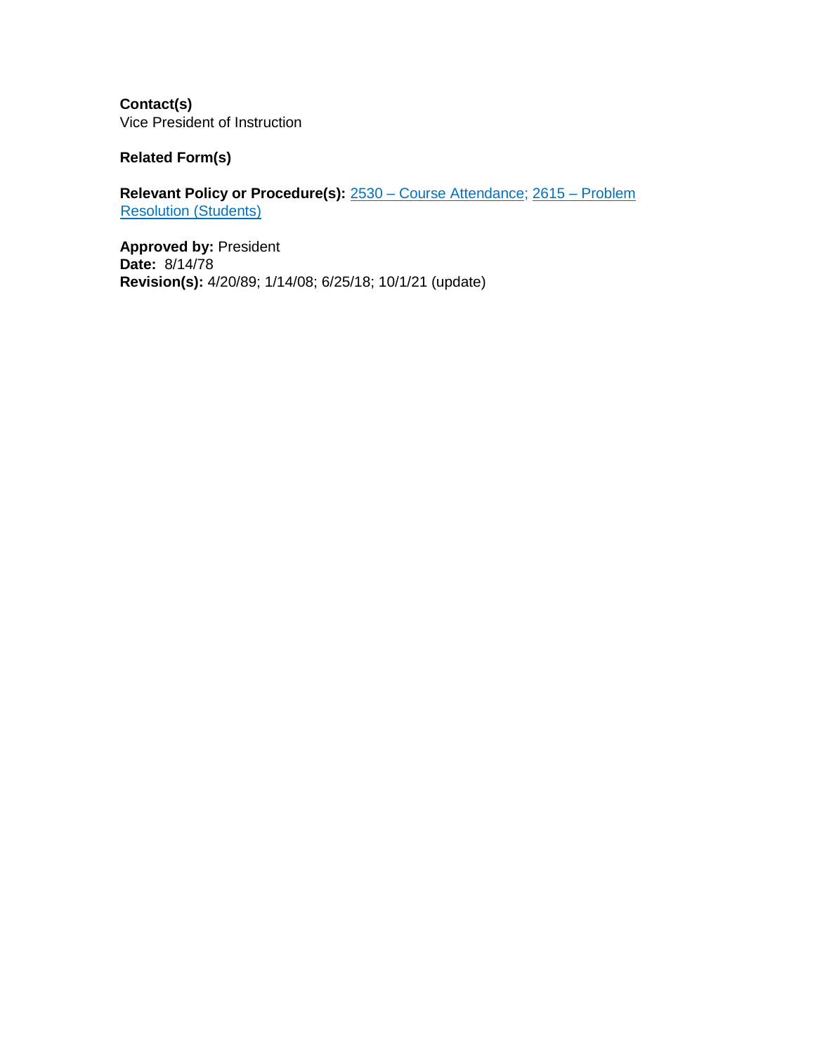**Contact(s)**
Vice President of Instruction

**Related Form(s)**

**Relevant Policy or Procedure(s):** 2530 – Course Attendance; 2615 – Problem Resolution (Students)

**Approved by:** President
**Date:** 8/14/78
**Revision(s):** 4/20/89; 1/14/08; 6/25/18; 10/1/21 (update)